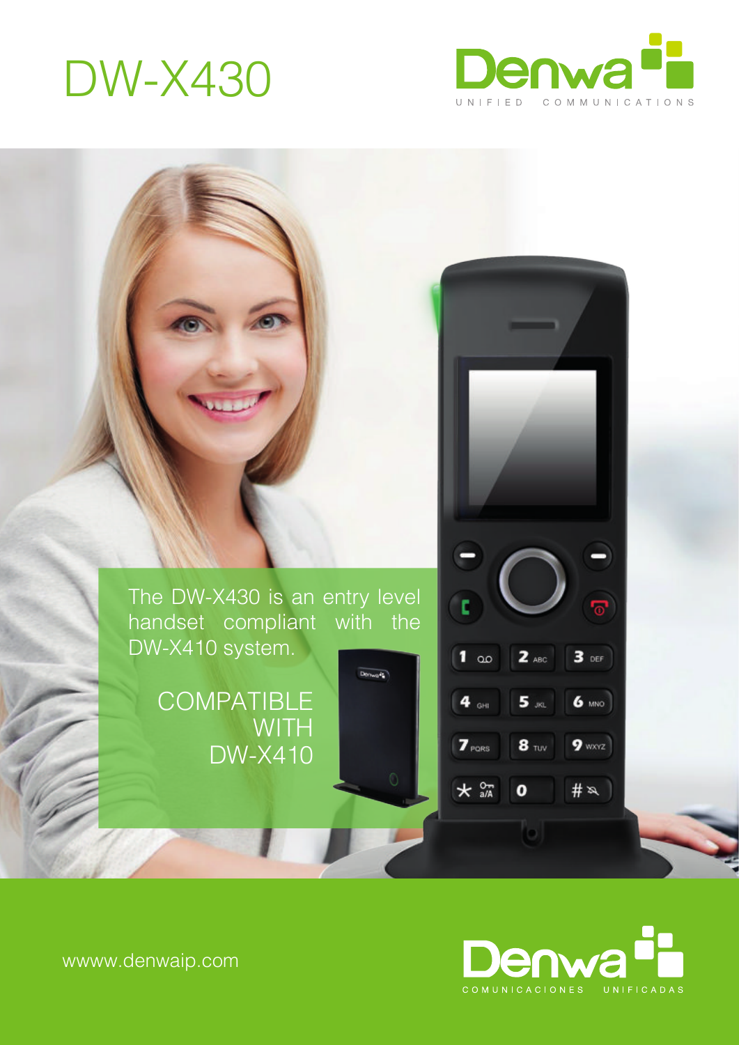# DW-X430

Denwa
UNIFIED COMMUNICATIONS

The DW-X430 is an entry level handset compliant with the DW-X410 system.

COMPATIBLE WITH DW-X410

wwww.denwaip.com

Denwa
COMUNICACIONES UNIFICADAS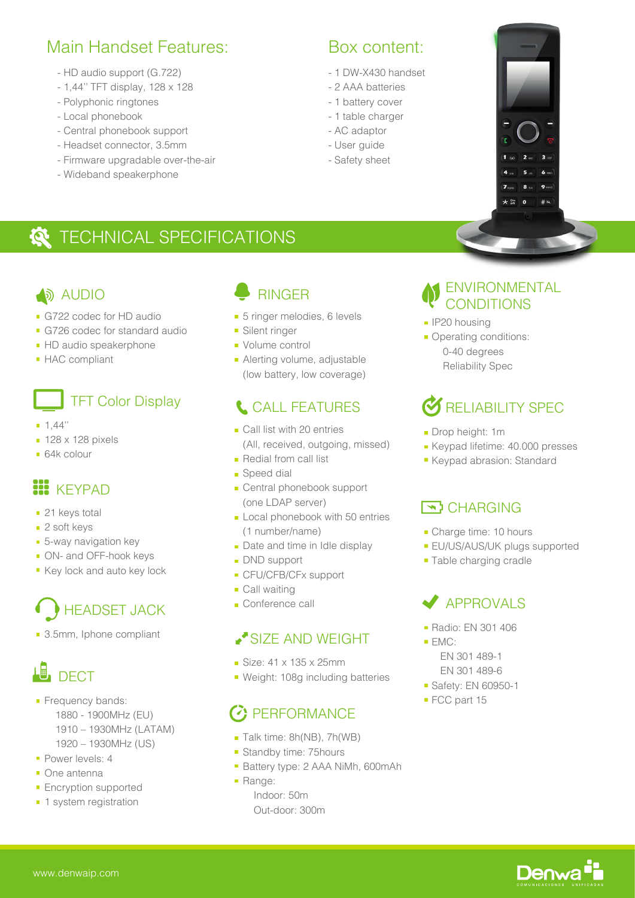## Main Handset Features:

- HD audio support (G.722)
- 1,44'' TFT display, 128 x 128
- Polyphonic ringtones
- Local phonebook
- Central phonebook support
- Headset connector, 3.5mm
- Firmware upgradable over-the-air
- Wideband speakerphone

## Box content:

- 1 DW-X430 handset
- 2 AAA batteries
- 1 battery cover
- 1 table charger
- AC adaptor
- User guide
- Safety sheet

# TECHNICAL SPECIFICATIONS

### AUDIO

- G722 codec for HD audio
- G726 codec for standard audio
- HD audio speakerphone
- HAC compliant

### TFT Color Display

- 1,44''
- 128 x 128 pixels
- 64k colour

### KEYPAD

- 21 keys total
- 2 soft keys
- 5-way navigation key
- ON- and OFF-hook keys
- Key lock and auto key lock

### HEADSET JACK

- 3.5mm, Iphone compliant

### DECT

- Frequency bands:
  1880 - 1900MHz (EU)
  1910 – 1930MHz (LATAM)
  1920 – 1930MHz (US)
- Power levels: 4
- One antenna
- Encryption supported
- 1 system registration

### RINGER

- 5 ringer melodies, 6 levels
- Silent ringer
- Volume control
- Alerting volume, adjustable (low battery, low coverage)

### CALL FEATURES

- Call list with 20 entries (All, received, outgoing, missed)
- Redial from call list
- Speed dial
- Central phonebook support (one LDAP server)
- Local phonebook with 50 entries (1 number/name)
- Date and time in Idle display
- DND support
- CFU/CFB/CFx support
- Call waiting
- Conference call

### SIZE AND WEIGHT

- Size: 41 x 135 x 25mm
- Weight: 108g including batteries

### PERFORMANCE

- Talk time: 8h(NB), 7h(WB)
- Standby time: 75hours
- Battery type: 2 AAA NiMh, 600mAh
- Range:
  Indoor: 50m
  Out-door: 300m

### ENVIRONMENTAL CONDITIONS

- IP20 housing
- Operating conditions:
  0-40 degrees
  Reliability Spec

### RELIABILITY SPEC

- Drop height: 1m
- Keypad lifetime: 40.000 presses
- Keypad abrasion: Standard

### CHARGING

- Charge time: 10 hours
- EU/US/AUS/UK plugs supported
- Table charging cradle

### APPROVALS

- Radio: EN 301 406
- EMC:
  EN 301 489-1
  EN 301 489-6
- Safety: EN 60950-1
- FCC part 15

www.denwaip.com

Denwa COMUNICACIONES UNIFICADAS